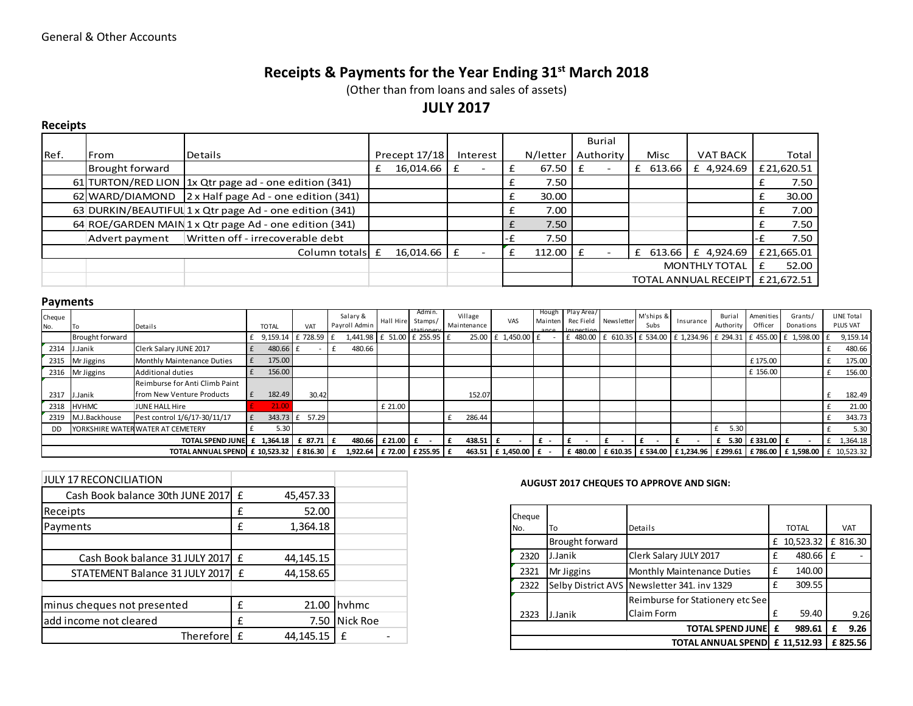General & Other Accounts

# Receipts & Payments for the Year Ending 31st March 2018

(Other than from loans and sales of assets)

## JULY 2017

### Receipts

| Ref. | From | Details | Precept 17/18 | Interest | N/letter | Burial Authority | Misc | VAT BACK | Total |
|---|---|---|---|---|---|---|---|---|---|
| | Brought forward | | £ 16,014.66 | £ - | £ 67.50 | £ - | £ 613.66 | £ 4,924.69 | £21,620.51 |
| 61 | TURTON/RED LION | 1x Qtr page ad - one edition (341) | | | £ 7.50 | | | | £ 7.50 |
| 62 | WARD/DIAMOND | 2 x Half page Ad - one edition (341) | | | £ 30.00 | | | | £ 30.00 |
| 63 | DURKIN/BEAUTIFUL | 1 x Qtr page Ad - one edition (341) | | | £ 7.00 | | | | £ 7.00 |
| 64 | ROE/GARDEN MAIN | 1 x Qtr page Ad - one edition (341) | | | £ 7.50 | | | | £ 7.50 |
| | Advert payment | Written off - irrecoverable debt | | | -£ 7.50 | | | | -£ 7.50 |
| | | Column totals | £ 16,014.66 | £ - | £ 112.00 | £ - | £ 613.66 | £ 4,924.69 | £21,665.01 |
| | | | | | | MONTHLY TOTAL | | | £ 52.00 |
| | | | | | | TOTAL ANNUAL RECEIPT | | | £21,672.51 |

### Payments

| Cheque No. | To | Details | TOTAL | VAT | Salary & Payroll Admin | Hall Hire | Admin. Stamps/ stationery | Village Maintenance | VAS | Hough Maintenance | Play Area/ Rec Field Inspection | Newsletter | M'ships & Subs | Insurance | Burial Authority | Amenities Officer | Grants/ Donations | LINE Total PLUS VAT |
|---|---|---|---|---|---|---|---|---|---|---|---|---|---|---|---|---|---|---|
| | Brought forward | | £ 9,159.14 | £ 728.59 | £ 1,441.98 | £ 51.00 | £ 255.95 | £ 25.00 | £ 1,450.00 | £ - | £ 480.00 | £ 610.35 | £ 534.00 | £ 1,234.96 | £ 294.31 | £ 455.00 | £ 1,598.00 | £ 9,159.14 |
| 2314 | J.Janik | Clerk Salary JUNE 2017 | £ 480.66 | £ - | £ 480.66 | | | | | | | | | | | | | £ 480.66 |
| 2315 | Mr Jiggins | Monthly Maintenance Duties | £ 175.00 | | | | | | | | | | | | | £ 175.00 | | £ 175.00 |
| 2316 | Mr Jiggins | Additional duties | £ 156.00 | | | | | | | | | | | | | £ 156.00 | | £ 156.00 |
| 2317 | J.Janik | Reimburse for Anti Climb Paint from New Venture Products | £ 182.49 | 30.42 | | | | 152.07 | | | | | | | | | | £ 182.49 |
| 2318 | HVHMC | JUNE HALL Hire | £ 21.00 | | | £ 21.00 | | | | | | | | | | | | £ 21.00 |
| 2319 | M.J.Backhouse | Pest control 1/6/17-30/11/17 | £ 343.73 | £ 57.29 | | | | £ 286.44 | | | | | | | | | | £ 343.73 |
| DD | YORKSHIRE WATER | WATER AT CEMETERY | £ 5.30 | | | | | | | | | | | | £ 5.30 | | | £ 5.30 |
| | | TOTAL SPEND JUNE | £ 1,364.18 | £ 87.71 | £ 480.66 | £ 21.00 | £ - | £ 438.51 | £ - | £ - | £ - | £ - | £ - | £ - | £ 5.30 | £ 331.00 | £ - | £ 1,364.18 |
| | | TOTAL ANNUAL SPEND | £ 10,523.32 | £ 816.30 | £ 1,922.64 | £ 72.00 | £ 255.95 | £ 463.51 | £ 1,450.00 | £ - | £ 480.00 | £ 610.35 | £ 534.00 | £ 1,234.96 | £ 299.61 | £ 786.00 | £ 1,598.00 | £ 10,523.32 |

| JULY 17 RECONCILIATION | | | |
|---|---|---|---|
| Cash Book balance 30th JUNE 2017 | £ | 45,457.33 | |
| Receipts | £ | 52.00 | |
| Payments | £ | 1,364.18 | |
| | | | |
| Cash Book balance 31 JULY 2017 | £ | 44,145.15 | |
| STATEMENT Balance 31 JULY 2017 | £ | 44,158.65 | |
| | | | |
| minus cheques not presented | £ | 21.00 | hvhmc |
| add income not cleared | £ | 7.50 | Nick Roe |
| Therefore | £ | 44,145.15 | £ - |

**AUGUST 2017 CHEQUES TO APPROVE AND SIGN:**

| Cheque No. | To | Details | TOTAL | VAT |
|---|---|---|---|---|
| | Brought forward | | £ 10,523.32 | £ 816.30 |
| 2320 | J.Janik | Clerk Salary JULY 2017 | £ 480.66 | £ - |
| 2321 | Mr Jiggins | Monthly Maintenance Duties | £ 140.00 | |
| 2322 | Selby District AVS | Newsletter 341. inv 1329 | £ 309.55 | |
| 2323 | J.Janik | Reimburse for Stationery etc See Claim Form | £ 59.40 | 9.26 |
| | | TOTAL SPEND JUNE | £ 989.61 | £ 9.26 |
| | | TOTAL ANNUAL SPEND | £ 11,512.93 | £ 825.56 |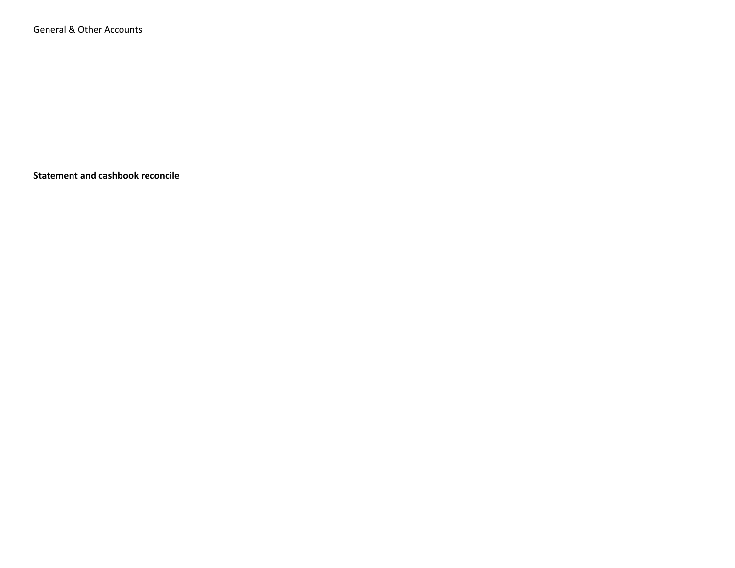General & Other Accounts

**Statement and cashbook reconcile**